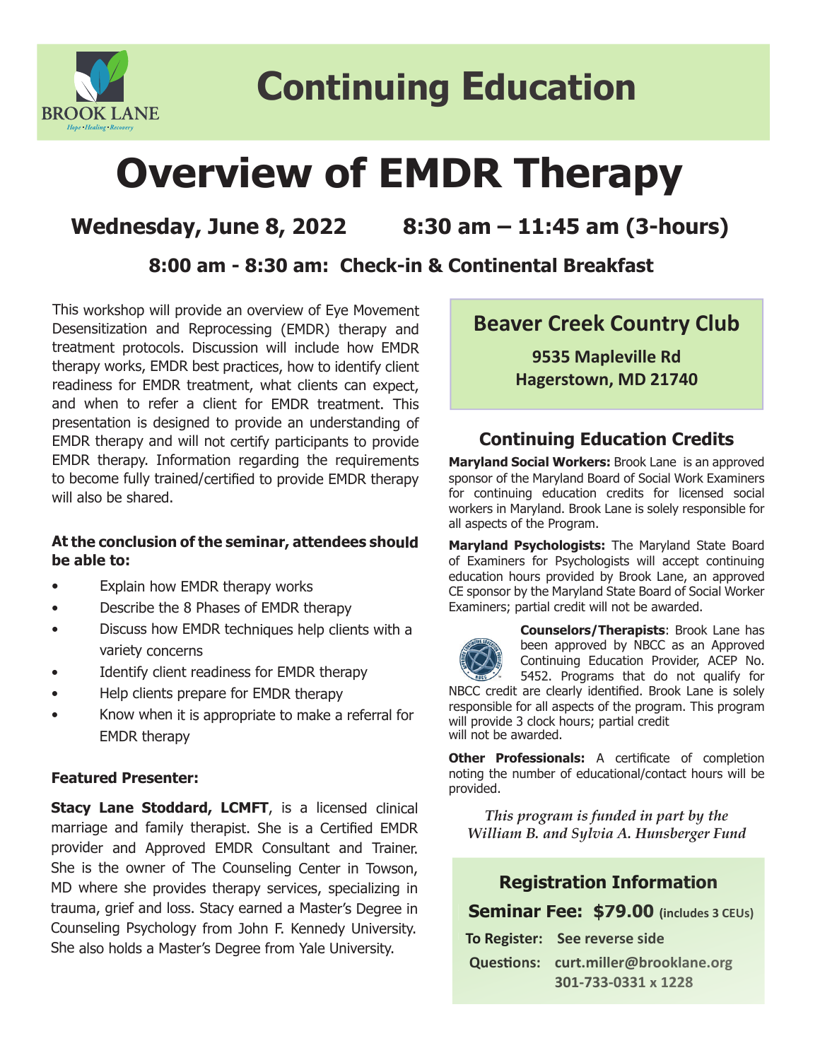BROOK LANE

Hope • Healing • Recovery

# Continuing Education

# Overview of EMDR Therapy

**Wednesday, June 8, 2022 8:30 am – 11:45 am (3-hours)**

**8:00 am - 8:30 am: Check-in & Continental Breakfast**

This workshop will provide an overview of Eye Movement Desensitization and Reprocessing (EMDR) therapy and treatment protocols. Discussion will include how EMDR therapy works, EMDR best practices, how to identify client readiness for EMDR treatment, what clients can expect, and when to refer a client for EMDR treatment. This presentation is designed to provide an understanding of EMDR therapy and will not certify participants to provide EMDR therapy. Information regarding the requirements to become fully trained/certified to provide EMDR therapy will also be shared.

**At the conclusion of the seminar, attendees should be able to:**

- Explain how EMDR therapy works
- Describe the 8 Phases of EMDR therapy
- Discuss how EMDR techniques help clients with a variety concerns
- Identify client readiness for EMDR therapy
- Help clients prepare for EMDR therapy
- Know when it is appropriate to make a referral for EMDR therapy

**Featured Presenter:**

**Stacy Lane Stoddard, LCMFT**, is a licensed clinical marriage and family therapist. She is a Certified EMDR provider and Approved EMDR Consultant and Trainer. She is the owner of The Counseling Center in Towson, MD where she provides therapy services, specializing in trauma, grief and loss. Stacy earned a Master's Degree in Counseling Psychology from John F. Kennedy University. She also holds a Master's Degree from Yale University.

## Beaver Creek Country Club

**9535 Mapleville Rd**
**Hagerstown, MD 21740**

## Continuing Education Credits

**Maryland Social Workers:** Brook Lane is an approved sponsor of the Maryland Board of Social Work Examiners for continuing education credits for licensed social workers in Maryland. Brook Lane is solely responsible for all aspects of the Program.

**Maryland Psychologists:** The Maryland State Board of Examiners for Psychologists will accept continuing education hours provided by Brook Lane, an approved CE sponsor by the Maryland State Board of Social Worker Examiners; partial credit will not be awarded.

**Counselors/Therapists**: Brook Lane has been approved by NBCC as an Approved Continuing Education Provider, ACEP No. 5452. Programs that do not qualify for NBCC credit are clearly identified. Brook Lane is solely responsible for all aspects of the program. This program will provide 3 clock hours; partial credit will not be awarded.

**Other Professionals:** A certificate of completion noting the number of educational/contact hours will be provided.

*This program is funded in part by the William B. and Sylvia A. Hunsberger Fund*

## Registration Information

**Seminar Fee: $79.00** (includes 3 CEUs)

**To Register:** See reverse side

**Questions:** curt.miller@brooklane.org
301-733-0331 x 1228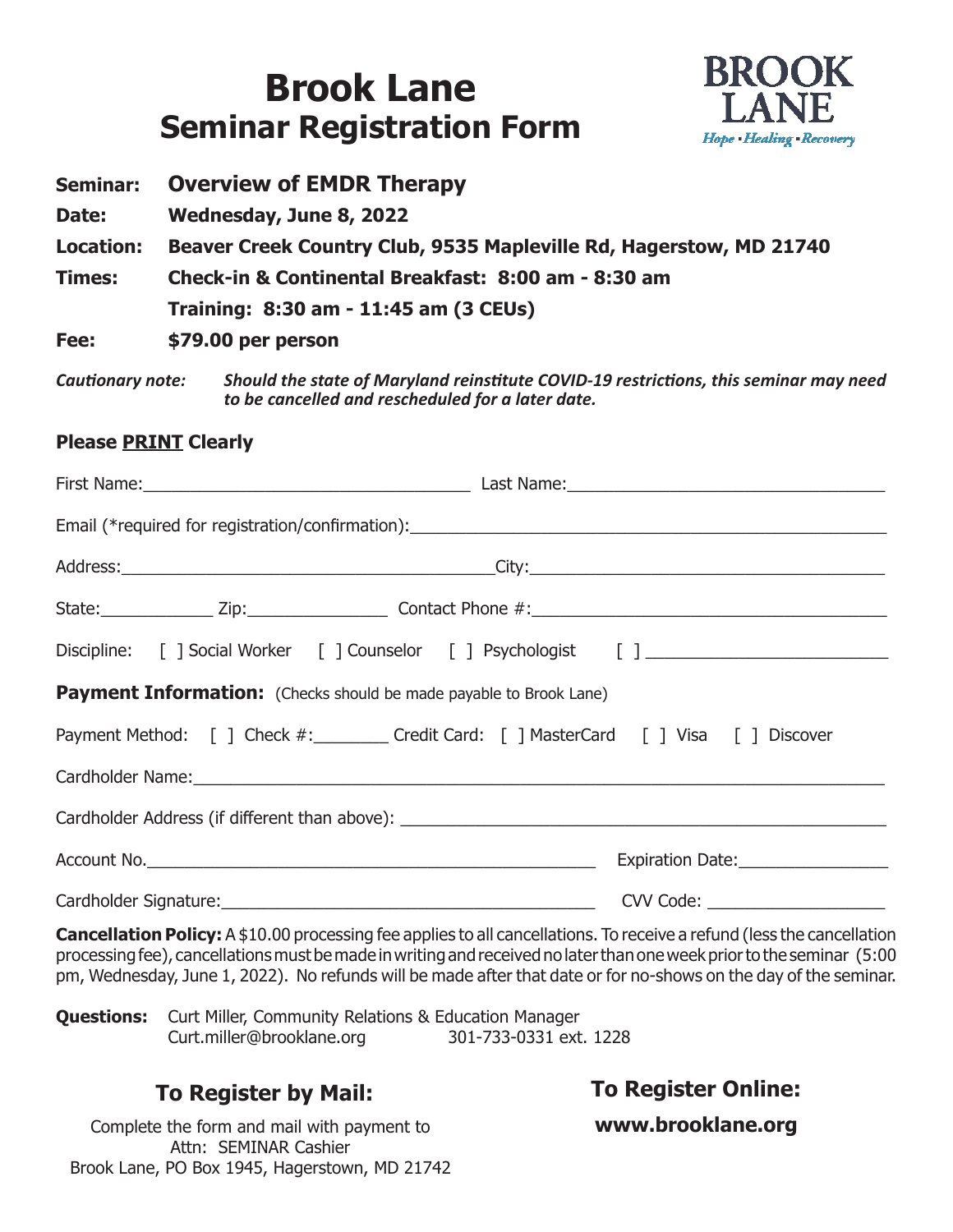# Brook Lane
## Seminar Registration Form

BROOK LANE
*Hope • Healing • Recovery*

**Seminar:** **Overview of EMDR Therapy**

**Date:** **Wednesday, June 8, 2022**

**Location:** **Beaver Creek Country Club, 9535 Mapleville Rd, Hagerstow, MD 21740**

**Times:** **Check-in & Continental Breakfast: 8:00 am - 8:30 am**
**Training: 8:30 am - 11:45 am (3 CEUs)**

**Fee:** **$79.00 per person**

***Cautionary note:*** ***Should the state of Maryland reinstitute COVID-19 restrictions, this seminar may need to be cancelled and rescheduled for a later date.***

**Please PRINT Clearly**

First Name:___________________________________ Last Name:__________________________________

Email (*required for registration/confirmation):_____________________________________________________

Address:________________________________________City:______________________________________

State:____________ Zip:_______________ Contact Phone #:_______________________________________

Discipline: [ ] Social Worker [ ] Counselor [ ] Psychologist [ ] _________________________

**Payment Information:** (Checks should be made payable to Brook Lane)

Payment Method: [ ] Check #:________ Credit Card: [ ] MasterCard [ ] Visa [ ] Discover

Cardholder Name:_____________________________________________________________________________

Cardholder Address (if different than above): _____________________________________________________

Account No.__________________________________________________ Expiration Date:________________

Cardholder Signature:________________________________________ CVV Code: ___________________

**Cancellation Policy:** A $10.00 processing fee applies to all cancellations. To receive a refund (less the cancellation processing fee), cancellations must be made in writing and received no later than one week prior to the seminar (5:00 pm, Wednesday, June 1, 2022). No refunds will be made after that date or for no-shows on the day of the seminar.

**Questions:** Curt Miller, Community Relations & Education Manager
Curt.miller@brooklane.org 301-733-0331 ext. 1228

### To Register by Mail:

Complete the form and mail with payment to
Attn: SEMINAR Cashier
Brook Lane, PO Box 1945, Hagerstown, MD 21742

### To Register Online:

**www.brooklane.org**